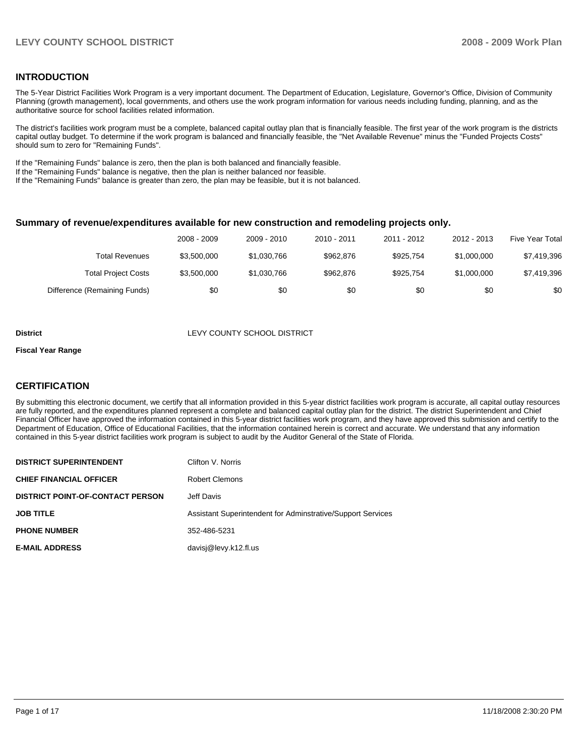## INTRODUCTION

The 5-Year District Facilities Work Program is a very important document. The Department of Education, Legislature, Governor's Office, Division of Community Planning (growth management), local governments, and others use the work program information for various needs including funding, planning, and as the authoritative source for school facilities related information.

The district's facilities work program must be a complete, balanced capital outlay plan that is financially feasible. The first year of the work program is the districts capital outlay budget. To determine if the work program is balanced and financially feasible, the "Net Available Revenue" minus the "Funded Projects Costs" should sum to zero for "Remaining Funds".

If the "Remaining Funds" balance is zero, then the plan is both balanced and financially feasible.
If the "Remaining Funds" balance is negative, then the plan is neither balanced nor feasible.
If the "Remaining Funds" balance is greater than zero, the plan may be feasible, but it is not balanced.

### Summary of revenue/expenditures available for new construction and remodeling projects only.

| | 2008 - 2009 | 2009 - 2010 | 2010 - 2011 | 2011 - 2012 | 2012 - 2013 | Five Year Total |
|---|---|---|---|---|---|---|
| Total Revenues | $3,500,000 | $1,030,766 | $962,876 | $925,754 | $1,000,000 | $7,419,396 |
| Total Project Costs | $3,500,000 | $1,030,766 | $962,876 | $925,754 | $1,000,000 | $7,419,396 |
| Difference (Remaining Funds) | $0 | $0 | $0 | $0 | $0 | $0 |

**District** LEVY COUNTY SCHOOL DISTRICT

**Fiscal Year Range**

## CERTIFICATION

By submitting this electronic document, we certify that all information provided in this 5-year district facilities work program is accurate, all capital outlay resources are fully reported, and the expenditures planned represent a complete and balanced capital outlay plan for the district. The district Superintendent and Chief Financial Officer have approved the information contained in this 5-year district facilities work program, and they have approved this submission and certify to the Department of Education, Office of Educational Facilities, that the information contained herein is correct and accurate. We understand that any information contained in this 5-year district facilities work program is subject to audit by the Auditor General of the State of Florida.

| | |
|---|---|
| **DISTRICT SUPERINTENDENT** | Clifton V. Norris |
| **CHIEF FINANCIAL OFFICER** | Robert Clemons |
| **DISTRICT POINT-OF-CONTACT PERSON** | Jeff Davis |
| **JOB TITLE** | Assistant Superintendent for Adminstrative/Support Services |
| **PHONE NUMBER** | 352-486-5231 |
| **E-MAIL ADDRESS** | davisj@levy.k12.fl.us |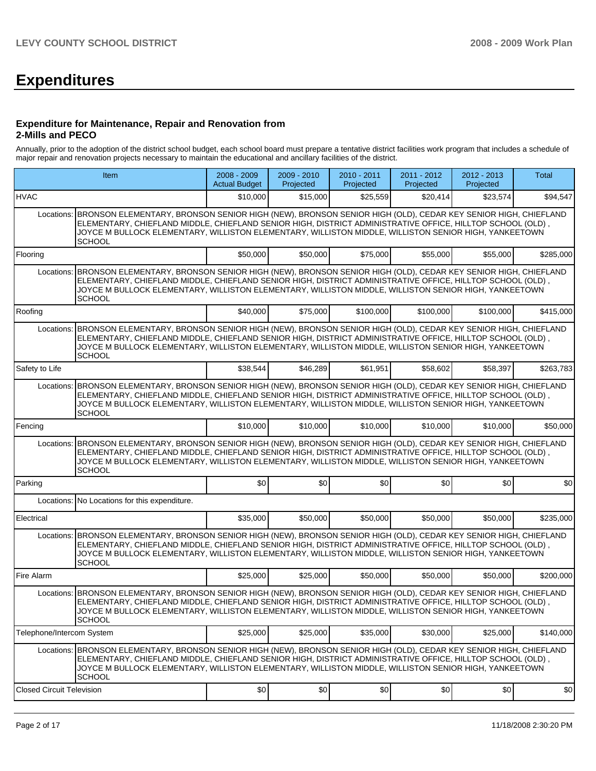# Expenditures

### Expenditure for Maintenance, Repair and Renovation from 2-Mills and PECO

Annually, prior to the adoption of the district school budget, each school board must prepare a tentative district facilities work program that includes a schedule of major repair and renovation projects necessary to maintain the educational and ancillary facilities of the district.

| Item | | 2008 - 2009 Actual Budget | 2009 - 2010 Projected | 2010 - 2011 Projected | 2011 - 2012 Projected | 2012 - 2013 Projected | Total |
|---|---|---|---|---|---|---|---|
| HVAC | | $10,000 | $15,000 | $25,559 | $20,414 | $23,574 | $94,547 |
| Locations: | BRONSON ELEMENTARY, BRONSON SENIOR HIGH (NEW), BRONSON SENIOR HIGH (OLD), CEDAR KEY SENIOR HIGH, CHIEFLAND ELEMENTARY, CHIEFLAND MIDDLE, CHIEFLAND SENIOR HIGH, DISTRICT ADMINISTRATIVE OFFICE, HILLTOP SCHOOL (OLD) , JOYCE M BULLOCK ELEMENTARY, WILLISTON ELEMENTARY, WILLISTON MIDDLE, WILLISTON SENIOR HIGH, YANKEETOWN SCHOOL | | | | | | |
| Flooring | | $50,000 | $50,000 | $75,000 | $55,000 | $55,000 | $285,000 |
| Locations: | BRONSON ELEMENTARY, BRONSON SENIOR HIGH (NEW), BRONSON SENIOR HIGH (OLD), CEDAR KEY SENIOR HIGH, CHIEFLAND ELEMENTARY, CHIEFLAND MIDDLE, CHIEFLAND SENIOR HIGH, DISTRICT ADMINISTRATIVE OFFICE, HILLTOP SCHOOL (OLD) , JOYCE M BULLOCK ELEMENTARY, WILLISTON ELEMENTARY, WILLISTON MIDDLE, WILLISTON SENIOR HIGH, YANKEETOWN SCHOOL | | | | | | |
| Roofing | | $40,000 | $75,000 | $100,000 | $100,000 | $100,000 | $415,000 |
| Locations: | BRONSON ELEMENTARY, BRONSON SENIOR HIGH (NEW), BRONSON SENIOR HIGH (OLD), CEDAR KEY SENIOR HIGH, CHIEFLAND ELEMENTARY, CHIEFLAND MIDDLE, CHIEFLAND SENIOR HIGH, DISTRICT ADMINISTRATIVE OFFICE, HILLTOP SCHOOL (OLD) , JOYCE M BULLOCK ELEMENTARY, WILLISTON ELEMENTARY, WILLISTON MIDDLE, WILLISTON SENIOR HIGH, YANKEETOWN SCHOOL | | | | | | |
| Safety to Life | | $38,544 | $46,289 | $61,951 | $58,602 | $58,397 | $263,783 |
| Locations: | BRONSON ELEMENTARY, BRONSON SENIOR HIGH (NEW), BRONSON SENIOR HIGH (OLD), CEDAR KEY SENIOR HIGH, CHIEFLAND ELEMENTARY, CHIEFLAND MIDDLE, CHIEFLAND SENIOR HIGH, DISTRICT ADMINISTRATIVE OFFICE, HILLTOP SCHOOL (OLD) , JOYCE M BULLOCK ELEMENTARY, WILLISTON ELEMENTARY, WILLISTON MIDDLE, WILLISTON SENIOR HIGH, YANKEETOWN SCHOOL | | | | | | |
| Fencing | | $10,000 | $10,000 | $10,000 | $10,000 | $10,000 | $50,000 |
| Locations: | BRONSON ELEMENTARY, BRONSON SENIOR HIGH (NEW), BRONSON SENIOR HIGH (OLD), CEDAR KEY SENIOR HIGH, CHIEFLAND ELEMENTARY, CHIEFLAND MIDDLE, CHIEFLAND SENIOR HIGH, DISTRICT ADMINISTRATIVE OFFICE, HILLTOP SCHOOL (OLD) , JOYCE M BULLOCK ELEMENTARY, WILLISTON ELEMENTARY, WILLISTON MIDDLE, WILLISTON SENIOR HIGH, YANKEETOWN SCHOOL | | | | | | |
| Parking | | $0 | $0 | $0 | $0 | $0 | $0 |
| Locations: | No Locations for this expenditure. | | | | | | |
| Electrical | | $35,000 | $50,000 | $50,000 | $50,000 | $50,000 | $235,000 |
| Locations: | BRONSON ELEMENTARY, BRONSON SENIOR HIGH (NEW), BRONSON SENIOR HIGH (OLD), CEDAR KEY SENIOR HIGH, CHIEFLAND ELEMENTARY, CHIEFLAND MIDDLE, CHIEFLAND SENIOR HIGH, DISTRICT ADMINISTRATIVE OFFICE, HILLTOP SCHOOL (OLD) , JOYCE M BULLOCK ELEMENTARY, WILLISTON ELEMENTARY, WILLISTON MIDDLE, WILLISTON SENIOR HIGH, YANKEETOWN SCHOOL | | | | | | |
| Fire Alarm | | $25,000 | $25,000 | $50,000 | $50,000 | $50,000 | $200,000 |
| Locations: | BRONSON ELEMENTARY, BRONSON SENIOR HIGH (NEW), BRONSON SENIOR HIGH (OLD), CEDAR KEY SENIOR HIGH, CHIEFLAND ELEMENTARY, CHIEFLAND MIDDLE, CHIEFLAND SENIOR HIGH, DISTRICT ADMINISTRATIVE OFFICE, HILLTOP SCHOOL (OLD) , JOYCE M BULLOCK ELEMENTARY, WILLISTON ELEMENTARY, WILLISTON MIDDLE, WILLISTON SENIOR HIGH, YANKEETOWN SCHOOL | | | | | | |
| Telephone/Intercom System | | $25,000 | $25,000 | $35,000 | $30,000 | $25,000 | $140,000 |
| Locations: | BRONSON ELEMENTARY, BRONSON SENIOR HIGH (NEW), BRONSON SENIOR HIGH (OLD), CEDAR KEY SENIOR HIGH, CHIEFLAND ELEMENTARY, CHIEFLAND MIDDLE, CHIEFLAND SENIOR HIGH, DISTRICT ADMINISTRATIVE OFFICE, HILLTOP SCHOOL (OLD) , JOYCE M BULLOCK ELEMENTARY, WILLISTON ELEMENTARY, WILLISTON MIDDLE, WILLISTON SENIOR HIGH, YANKEETOWN SCHOOL | | | | | | |
| Closed Circuit Television | | $0 | $0 | $0 | $0 | $0 | $0 |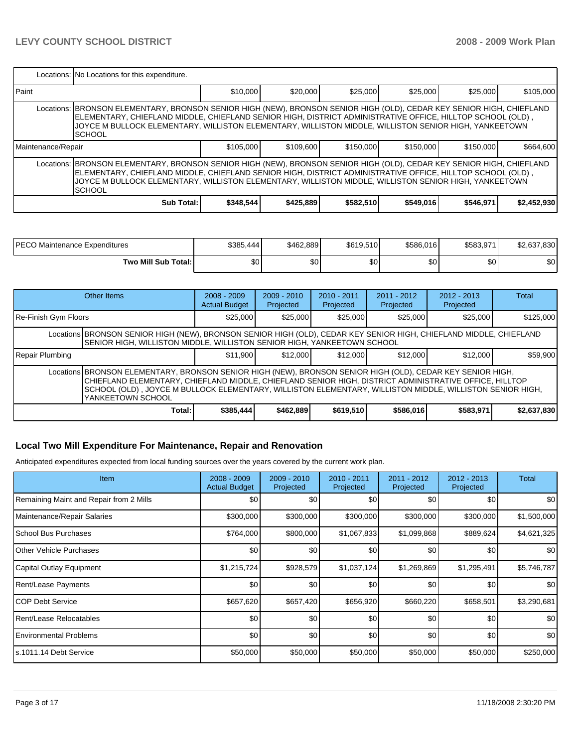| | | | | | | |
|---|---|---|---|---|---|---|
| Locations: No Locations for this expenditure. | | | | | | |
| Paint | $10,000 | $20,000 | $25,000 | $25,000 | $25,000 | $105,000 |
| Locations: BRONSON ELEMENTARY, BRONSON SENIOR HIGH (NEW), BRONSON SENIOR HIGH (OLD), CEDAR KEY SENIOR HIGH, CHIEFLAND ELEMENTARY, CHIEFLAND MIDDLE, CHIEFLAND SENIOR HIGH, DISTRICT ADMINISTRATIVE OFFICE, HILLTOP SCHOOL (OLD) , JOYCE M BULLOCK ELEMENTARY, WILLISTON ELEMENTARY, WILLISTON MIDDLE, WILLISTON SENIOR HIGH, YANKEETOWN SCHOOL | | | | | | |
| Maintenance/Repair | $105,000 | $109,600 | $150,000 | $150,000 | $150,000 | $664,600 |
| Locations: BRONSON ELEMENTARY, BRONSON SENIOR HIGH (NEW), BRONSON SENIOR HIGH (OLD), CEDAR KEY SENIOR HIGH, CHIEFLAND ELEMENTARY, CHIEFLAND MIDDLE, CHIEFLAND SENIOR HIGH, DISTRICT ADMINISTRATIVE OFFICE, HILLTOP SCHOOL (OLD) , JOYCE M BULLOCK ELEMENTARY, WILLISTON ELEMENTARY, WILLISTON MIDDLE, WILLISTON SENIOR HIGH, YANKEETOWN SCHOOL | | | | | | |
| **Sub Total:** | **$348,544** | **$425,889** | **$582,510** | **$549,016** | **$546,971** | **$2,452,930** |

| | | | | | | |
|---|---|---|---|---|---|---|
| PECO Maintenance Expenditures | $385,444 | $462,889 | $619,510 | $586,016 | $583,971 | $2,637,830 |
| **Two Mill Sub Total:** | $0 | $0 | $0 | $0 | $0 | $0 |

| Other Items | 2008 - 2009 Actual Budget | 2009 - 2010 Projected | 2010 - 2011 Projected | 2011 - 2012 Projected | 2012 - 2013 Projected | Total |
|---|---|---|---|---|---|---|
| Re-Finish Gym Floors | $25,000 | $25,000 | $25,000 | $25,000 | $25,000 | $125,000 |
| Locations BRONSON SENIOR HIGH (NEW), BRONSON SENIOR HIGH (OLD), CEDAR KEY SENIOR HIGH, CHIEFLAND MIDDLE, CHIEFLAND SENIOR HIGH, WILLISTON MIDDLE, WILLISTON SENIOR HIGH, YANKEETOWN SCHOOL | | | | | | |
| Repair Plumbing | $11,900 | $12,000 | $12,000 | $12,000 | $12,000 | $59,900 |
| Locations BRONSON ELEMENTARY, BRONSON SENIOR HIGH (NEW), BRONSON SENIOR HIGH (OLD), CEDAR KEY SENIOR HIGH, CHIEFLAND ELEMENTARY, CHIEFLAND MIDDLE, CHIEFLAND SENIOR HIGH, DISTRICT ADMINISTRATIVE OFFICE, HILLTOP SCHOOL (OLD) , JOYCE M BULLOCK ELEMENTARY, WILLISTON ELEMENTARY, WILLISTON MIDDLE, WILLISTON SENIOR HIGH, YANKEETOWN SCHOOL | | | | | | |
| **Total:** | **$385,444** | **$462,889** | **$619,510** | **$586,016** | **$583,971** | **$2,637,830** |

## Local Two Mill Expenditure For Maintenance, Repair and Renovation

Anticipated expenditures expected from local funding sources over the years covered by the current work plan.

| Item | 2008 - 2009 Actual Budget | 2009 - 2010 Projected | 2010 - 2011 Projected | 2011 - 2012 Projected | 2012 - 2013 Projected | Total |
|---|---|---|---|---|---|---|
| Remaining Maint and Repair from 2 Mills | $0 | $0 | $0 | $0 | $0 | $0 |
| Maintenance/Repair Salaries | $300,000 | $300,000 | $300,000 | $300,000 | $300,000 | $1,500,000 |
| School Bus Purchases | $764,000 | $800,000 | $1,067,833 | $1,099,868 | $889,624 | $4,621,325 |
| Other Vehicle Purchases | $0 | $0 | $0 | $0 | $0 | $0 |
| Capital Outlay Equipment | $1,215,724 | $928,579 | $1,037,124 | $1,269,869 | $1,295,491 | $5,746,787 |
| Rent/Lease Payments | $0 | $0 | $0 | $0 | $0 | $0 |
| COP Debt Service | $657,620 | $657,420 | $656,920 | $660,220 | $658,501 | $3,290,681 |
| Rent/Lease Relocatables | $0 | $0 | $0 | $0 | $0 | $0 |
| Environmental Problems | $0 | $0 | $0 | $0 | $0 | $0 |
| s.1011.14 Debt Service | $50,000 | $50,000 | $50,000 | $50,000 | $50,000 | $250,000 |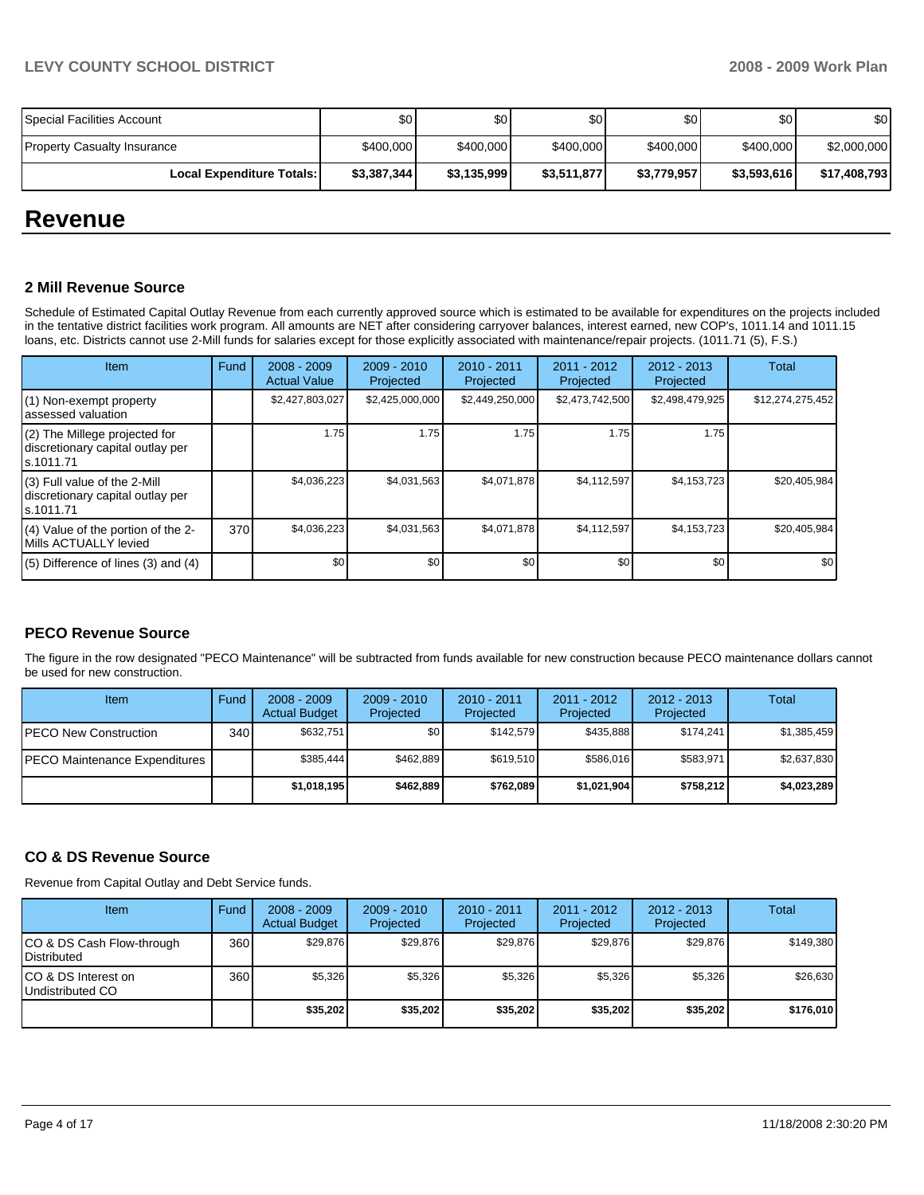| | | | | | | |
|---|---|---|---|---|---|---|
| Special Facilities Account | $0 | $0 | $0 | $0 | $0 | $0 |
| Property Casualty Insurance | $400,000 | $400,000 | $400,000 | $400,000 | $400,000 | $2,000,000 |
| **Local Expenditure Totals:** | **$3,387,344** | **$3,135,999** | **$3,511,877** | **$3,779,957** | **$3,593,616** | **$17,408,793** |

# Revenue

### 2 Mill Revenue Source

Schedule of Estimated Capital Outlay Revenue from each currently approved source which is estimated to be available for expenditures on the projects included in the tentative district facilities work program. All amounts are NET after considering carryover balances, interest earned, new COP's, 1011.14 and 1011.15 loans, etc. Districts cannot use 2-Mill funds for salaries except for those explicitly associated with maintenance/repair projects. (1011.71 (5), F.S.)

| Item | Fund | 2008 - 2009 Actual Value | 2009 - 2010 Projected | 2010 - 2011 Projected | 2011 - 2012 Projected | 2012 - 2013 Projected | Total |
|---|---|---|---|---|---|---|---|
| (1) Non-exempt property assessed valuation | | $2,427,803,027 | $2,425,000,000 | $2,449,250,000 | $2,473,742,500 | $2,498,479,925 | $12,274,275,452 |
| (2) The Millege projected for discretionary capital outlay per s.1011.71 | | 1.75 | 1.75 | 1.75 | 1.75 | 1.75 | |
| (3) Full value of the 2-Mill discretionary capital outlay per s.1011.71 | | $4,036,223 | $4,031,563 | $4,071,878 | $4,112,597 | $4,153,723 | $20,405,984 |
| (4) Value of the portion of the 2-Mills ACTUALLY levied | 370 | $4,036,223 | $4,031,563 | $4,071,878 | $4,112,597 | $4,153,723 | $20,405,984 |
| (5) Difference of lines (3) and (4) | | $0 | $0 | $0 | $0 | $0 | $0 |

### PECO Revenue Source

The figure in the row designated "PECO Maintenance" will be subtracted from funds available for new construction because PECO maintenance dollars cannot be used for new construction.

| Item | Fund | 2008 - 2009 Actual Budget | 2009 - 2010 Projected | 2010 - 2011 Projected | 2011 - 2012 Projected | 2012 - 2013 Projected | Total |
|---|---|---|---|---|---|---|---|
| PECO New Construction | 340 | $632,751 | $0 | $142,579 | $435,888 | $174,241 | $1,385,459 |
| PECO Maintenance Expenditures | | $385,444 | $462,889 | $619,510 | $586,016 | $583,971 | $2,637,830 |
| | | **$1,018,195** | **$462,889** | **$762,089** | **$1,021,904** | **$758,212** | **$4,023,289** |

### CO & DS Revenue Source

Revenue from Capital Outlay and Debt Service funds.

| Item | Fund | 2008 - 2009 Actual Budget | 2009 - 2010 Projected | 2010 - 2011 Projected | 2011 - 2012 Projected | 2012 - 2013 Projected | Total |
|---|---|---|---|---|---|---|---|
| CO & DS Cash Flow-through Distributed | 360 | $29,876 | $29,876 | $29,876 | $29,876 | $29,876 | $149,380 |
| CO & DS Interest on Undistributed CO | 360 | $5,326 | $5,326 | $5,326 | $5,326 | $5,326 | $26,630 |
| | | **$35,202** | **$35,202** | **$35,202** | **$35,202** | **$35,202** | **$176,010** |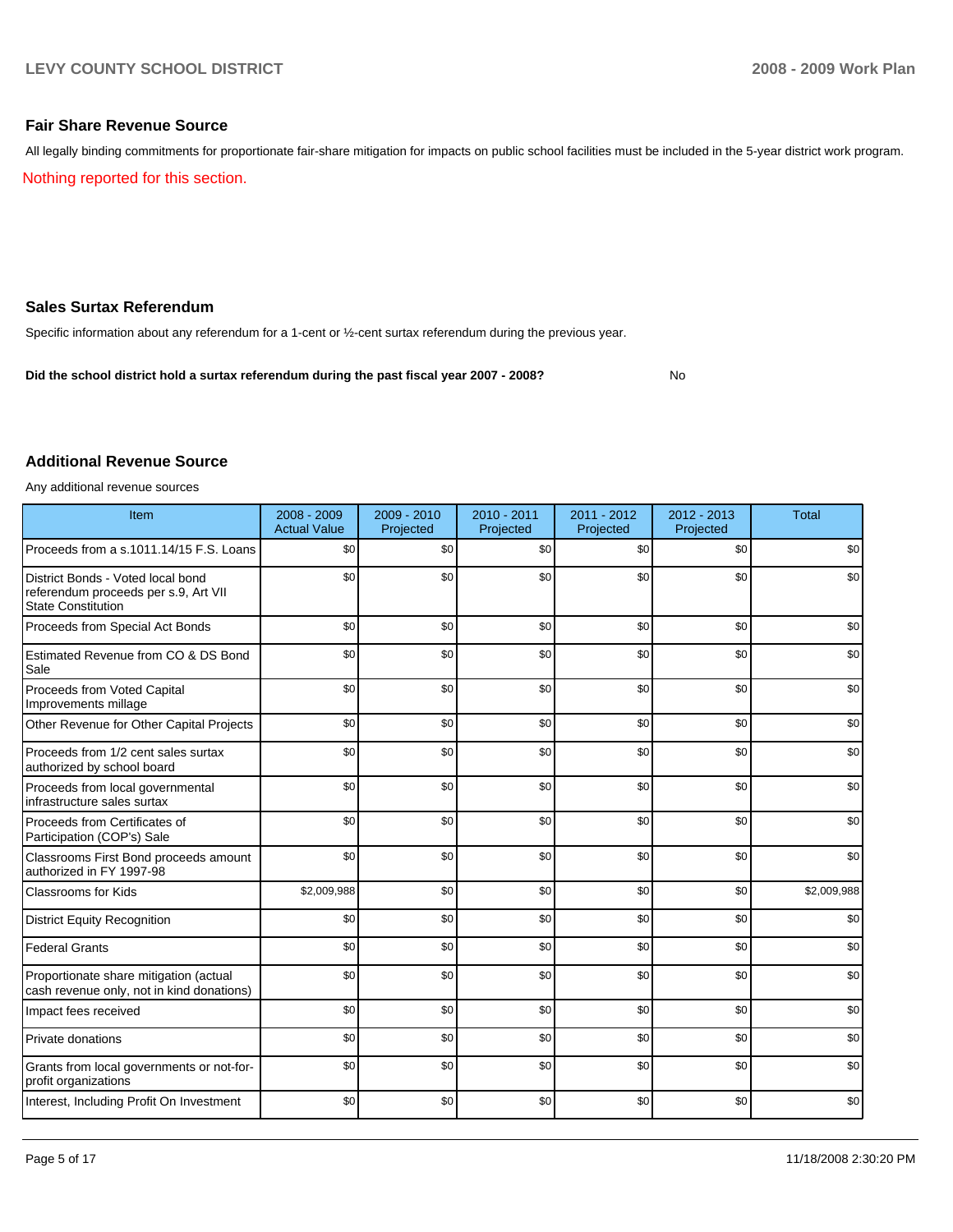## Fair Share Revenue Source

All legally binding commitments for proportionate fair-share mitigation for impacts on public school facilities must be included in the 5-year district work program.

Nothing reported for this section.

## Sales Surtax Referendum

Specific information about any referendum for a 1-cent or ½-cent surtax referendum during the previous year.

**Did the school district hold a surtax referendum during the past fiscal year 2007 - 2008?** No

## Additional Revenue Source

Any additional revenue sources

| Item | 2008 - 2009 Actual Value | 2009 - 2010 Projected | 2010 - 2011 Projected | 2011 - 2012 Projected | 2012 - 2013 Projected | Total |
|---|---|---|---|---|---|---|
| Proceeds from a s.1011.14/15 F.S. Loans | $0 | $0 | $0 | $0 | $0 | $0 |
| District Bonds - Voted local bond referendum proceeds per s.9, Art VII State Constitution | $0 | $0 | $0 | $0 | $0 | $0 |
| Proceeds from Special Act Bonds | $0 | $0 | $0 | $0 | $0 | $0 |
| Estimated Revenue from CO & DS Bond Sale | $0 | $0 | $0 | $0 | $0 | $0 |
| Proceeds from Voted Capital Improvements millage | $0 | $0 | $0 | $0 | $0 | $0 |
| Other Revenue for Other Capital Projects | $0 | $0 | $0 | $0 | $0 | $0 |
| Proceeds from 1/2 cent sales surtax authorized by school board | $0 | $0 | $0 | $0 | $0 | $0 |
| Proceeds from local governmental infrastructure sales surtax | $0 | $0 | $0 | $0 | $0 | $0 |
| Proceeds from Certificates of Participation (COP's) Sale | $0 | $0 | $0 | $0 | $0 | $0 |
| Classrooms First Bond proceeds amount authorized in FY 1997-98 | $0 | $0 | $0 | $0 | $0 | $0 |
| Classrooms for Kids | $2,009,988 | $0 | $0 | $0 | $0 | $2,009,988 |
| District Equity Recognition | $0 | $0 | $0 | $0 | $0 | $0 |
| Federal Grants | $0 | $0 | $0 | $0 | $0 | $0 |
| Proportionate share mitigation (actual cash revenue only, not in kind donations) | $0 | $0 | $0 | $0 | $0 | $0 |
| Impact fees received | $0 | $0 | $0 | $0 | $0 | $0 |
| Private donations | $0 | $0 | $0 | $0 | $0 | $0 |
| Grants from local governments or not-for-profit organizations | $0 | $0 | $0 | $0 | $0 | $0 |
| Interest, Including Profit On Investment | $0 | $0 | $0 | $0 | $0 | $0 |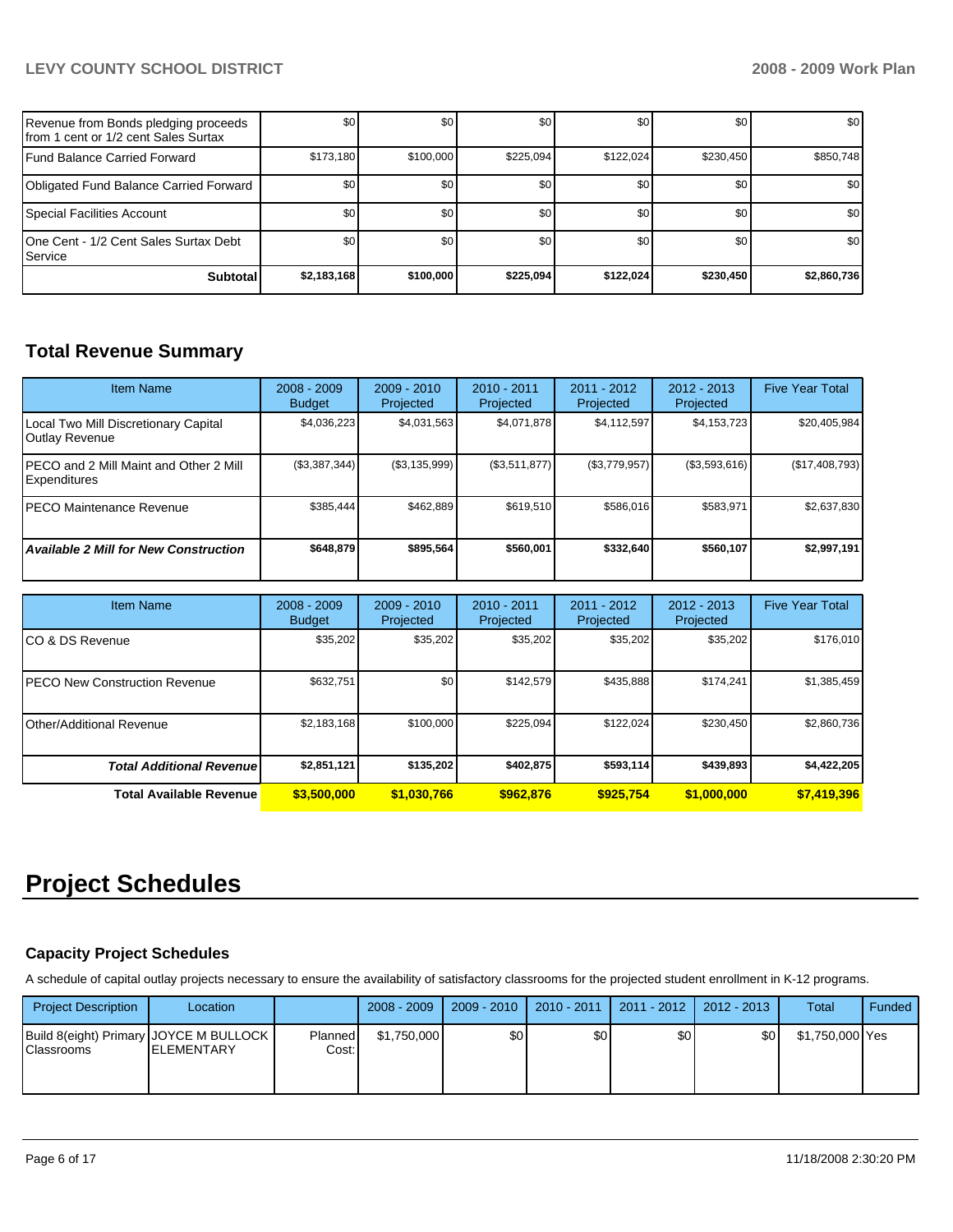| | | | | | | |
|---|---|---|---|---|---|---|
| Revenue from Bonds pledging proceeds from 1 cent or 1/2 cent Sales Surtax | $0 | $0 | $0 | $0 | $0 | $0 |
| Fund Balance Carried Forward | $173,180 | $100,000 | $225,094 | $122,024 | $230,450 | $850,748 |
| Obligated Fund Balance Carried Forward | $0 | $0 | $0 | $0 | $0 | $0 |
| Special Facilities Account | $0 | $0 | $0 | $0 | $0 | $0 |
| One Cent - 1/2 Cent Sales Surtax Debt Service | $0 | $0 | $0 | $0 | $0 | $0 |
| **Subtotal** | **$2,183,168** | **$100,000** | **$225,094** | **$122,024** | **$230,450** | **$2,860,736** |

## Total Revenue Summary

| Item Name | 2008 - 2009 Budget | 2009 - 2010 Projected | 2010 - 2011 Projected | 2011 - 2012 Projected | 2012 - 2013 Projected | Five Year Total |
|---|---|---|---|---|---|---|
| Local Two Mill Discretionary Capital Outlay Revenue | $4,036,223 | $4,031,563 | $4,071,878 | $4,112,597 | $4,153,723 | $20,405,984 |
| PECO and 2 Mill Maint and Other 2 Mill Expenditures | ($3,387,344) | ($3,135,999) | ($3,511,877) | ($3,779,957) | ($3,593,616) | ($17,408,793) |
| PECO Maintenance Revenue | $385,444 | $462,889 | $619,510 | $586,016 | $583,971 | $2,637,830 |
| ***Available 2 Mill for New Construction*** | **$648,879** | **$895,564** | **$560,001** | **$332,640** | **$560,107** | **$2,997,191** |

| Item Name | 2008 - 2009 Budget | 2009 - 2010 Projected | 2010 - 2011 Projected | 2011 - 2012 Projected | 2012 - 2013 Projected | Five Year Total |
|---|---|---|---|---|---|---|
| CO & DS Revenue | $35,202 | $35,202 | $35,202 | $35,202 | $35,202 | $176,010 |
| PECO New Construction Revenue | $632,751 | $0 | $142,579 | $435,888 | $174,241 | $1,385,459 |
| Other/Additional Revenue | $2,183,168 | $100,000 | $225,094 | $122,024 | $230,450 | $2,860,736 |
| ***Total Additional Revenue*** | **$2,851,121** | **$135,202** | **$402,875** | **$593,114** | **$439,893** | **$4,422,205** |
| **Total Available Revenue** | **$3,500,000** | **$1,030,766** | **$962,876** | **$925,754** | **$1,000,000** | **$7,419,396** |

# Project Schedules

### Capacity Project Schedules

A schedule of capital outlay projects necessary to ensure the availability of satisfactory classrooms for the projected student enrollment in K-12 programs.

| Project Description | Location | | 2008 - 2009 | 2009 - 2010 | 2010 - 2011 | 2011 - 2012 | 2012 - 2013 | Total | Funded |
|---|---|---|---|---|---|---|---|---|---|
| Build 8(eight) Primary Classrooms | JOYCE M BULLOCK ELEMENTARY | Planned Cost: | $1,750,000 | $0 | $0 | $0 | $0 | $1,750,000 | Yes |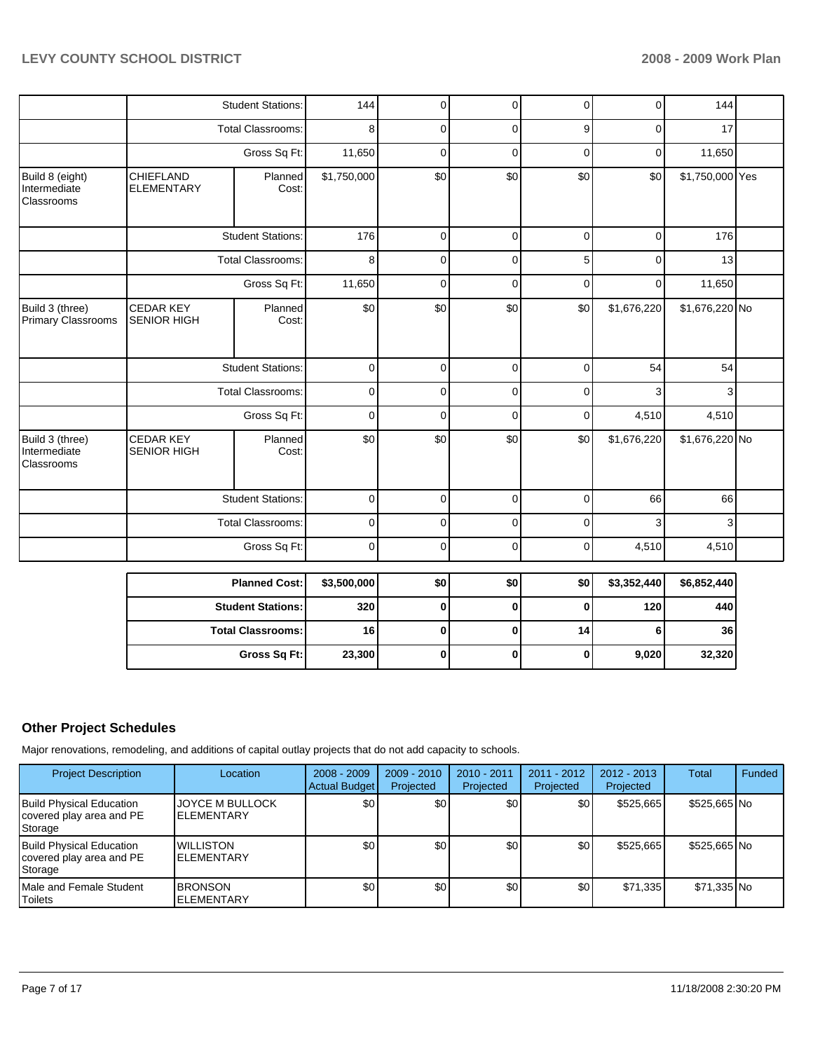| | | | | | | | | |
|---|---|---|---|---|---|---|---|---|
| | Student Stations: | | 144 | 0 | 0 | 0 | 0 | 144 | |
| | Total Classrooms: | | 8 | 0 | 0 | 9 | 0 | 17 | |
| | Gross Sq Ft: | | 11,650 | 0 | 0 | 0 | 0 | 11,650 | |
| Build 8 (eight) Intermediate Classrooms | CHIEFLAND ELEMENTARY | Planned Cost: | $1,750,000 | $0 | $0 | $0 | $0 | $1,750,000 | Yes |
| | Student Stations: | | 176 | 0 | 0 | 0 | 0 | 176 | |
| | Total Classrooms: | | 8 | 0 | 0 | 5 | 0 | 13 | |
| | Gross Sq Ft: | | 11,650 | 0 | 0 | 0 | 0 | 11,650 | |
| Build 3 (three) Primary Classrooms | CEDAR KEY SENIOR HIGH | Planned Cost: | $0 | $0 | $0 | $0 | $1,676,220 | $1,676,220 | No |
| | Student Stations: | | 0 | 0 | 0 | 0 | 54 | 54 | |
| | Total Classrooms: | | 0 | 0 | 0 | 0 | 3 | 3 | |
| | Gross Sq Ft: | | 0 | 0 | 0 | 0 | 4,510 | 4,510 | |
| Build 3 (three) Intermediate Classrooms | CEDAR KEY SENIOR HIGH | Planned Cost: | $0 | $0 | $0 | $0 | $1,676,220 | $1,676,220 | No |
| | Student Stations: | | 0 | 0 | 0 | 0 | 66 | 66 | |
| | Total Classrooms: | | 0 | 0 | 0 | 0 | 3 | 3 | |
| | Gross Sq Ft: | | 0 | 0 | 0 | 0 | 4,510 | 4,510 | |

| | | | | | | |
|---|---|---|---|---|---|---|
| **Planned Cost:** | **$3,500,000** | **$0** | **$0** | **$0** | **$3,352,440** | **$6,852,440** |
| **Student Stations:** | **320** | **0** | **0** | **0** | **120** | **440** |
| **Total Classrooms:** | **16** | **0** | **0** | **14** | **6** | **36** |
| **Gross Sq Ft:** | **23,300** | **0** | **0** | **0** | **9,020** | **32,320** |

## Other Project Schedules

Major renovations, remodeling, and additions of capital outlay projects that do not add capacity to schools.

| Project Description | Location | 2008 - 2009 Actual Budget | 2009 - 2010 Projected | 2010 - 2011 Projected | 2011 - 2012 Projected | 2012 - 2013 Projected | Total | Funded |
|---|---|---|---|---|---|---|---|---|
| Build Physical Education covered play area and PE Storage | JOYCE M BULLOCK ELEMENTARY | $0 | $0 | $0 | $0 | $525,665 | $525,665 | No |
| Build Physical Education covered play area and PE Storage | WILLISTON ELEMENTARY | $0 | $0 | $0 | $0 | $525,665 | $525,665 | No |
| Male and Female Student Toilets | BRONSON ELEMENTARY | $0 | $0 | $0 | $0 | $71,335 | $71,335 | No |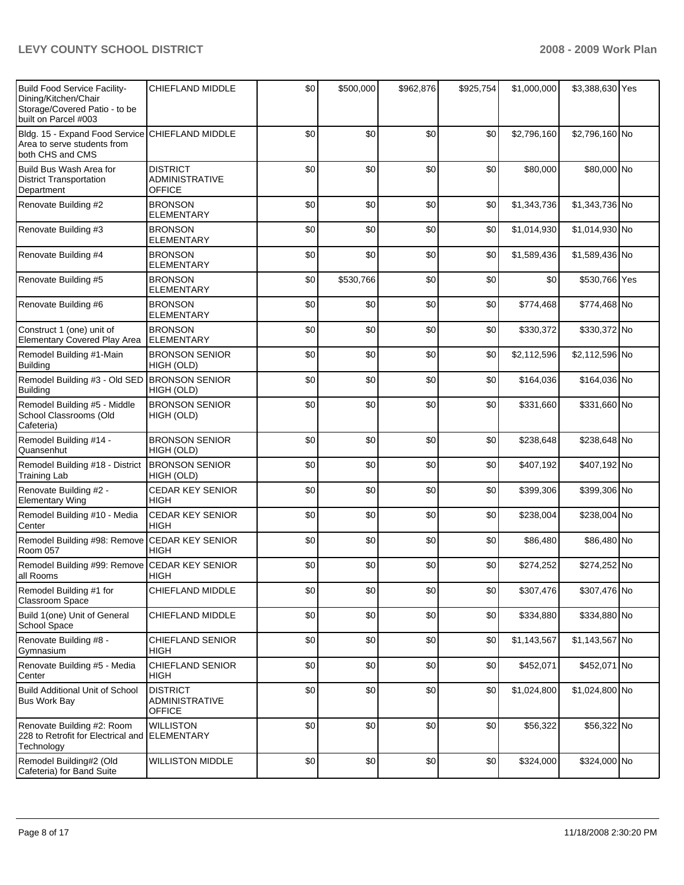| | | | | | | | | |
|---|---|---|---|---|---|---|---|---|
| Build Food Service Facility-Dining/Kitchen/Chair Storage/Covered Patio - to be built on Parcel #003 | CHIEFLAND MIDDLE | $0 | $500,000 | $962,876 | $925,754 | $1,000,000 | $3,388,630 | Yes |
| Bldg. 15 - Expand Food Service Area to serve students from both CHS and CMS | CHIEFLAND MIDDLE | $0 | $0 | $0 | $0 | $2,796,160 | $2,796,160 | No |
| Build Bus Wash Area for District Transportation Department | DISTRICT ADMINISTRATIVE OFFICE | $0 | $0 | $0 | $0 | $80,000 | $80,000 | No |
| Renovate Building #2 | BRONSON ELEMENTARY | $0 | $0 | $0 | $0 | $1,343,736 | $1,343,736 | No |
| Renovate Building #3 | BRONSON ELEMENTARY | $0 | $0 | $0 | $0 | $1,014,930 | $1,014,930 | No |
| Renovate Building #4 | BRONSON ELEMENTARY | $0 | $0 | $0 | $0 | $1,589,436 | $1,589,436 | No |
| Renovate Building #5 | BRONSON ELEMENTARY | $0 | $530,766 | $0 | $0 | $0 | $530,766 | Yes |
| Renovate Building #6 | BRONSON ELEMENTARY | $0 | $0 | $0 | $0 | $774,468 | $774,468 | No |
| Construct 1 (one) unit of Elementary Covered Play Area | BRONSON ELEMENTARY | $0 | $0 | $0 | $0 | $330,372 | $330,372 | No |
| Remodel Building #1-Main Building | BRONSON SENIOR HIGH (OLD) | $0 | $0 | $0 | $0 | $2,112,596 | $2,112,596 | No |
| Remodel Building #3 - Old SED Building | BRONSON SENIOR HIGH (OLD) | $0 | $0 | $0 | $0 | $164,036 | $164,036 | No |
| Remodel Building #5 - Middle School Classrooms (Old Cafeteria) | BRONSON SENIOR HIGH (OLD) | $0 | $0 | $0 | $0 | $331,660 | $331,660 | No |
| Remodel Building #14 - Quansenhut | BRONSON SENIOR HIGH (OLD) | $0 | $0 | $0 | $0 | $238,648 | $238,648 | No |
| Remodel Building #18 - District Training Lab | BRONSON SENIOR HIGH (OLD) | $0 | $0 | $0 | $0 | $407,192 | $407,192 | No |
| Renovate Building #2 - Elementary Wing | CEDAR KEY SENIOR HIGH | $0 | $0 | $0 | $0 | $399,306 | $399,306 | No |
| Remodel Building #10 - Media Center | CEDAR KEY SENIOR HIGH | $0 | $0 | $0 | $0 | $238,004 | $238,004 | No |
| Remodel Building #98: Remove Room 057 | CEDAR KEY SENIOR HIGH | $0 | $0 | $0 | $0 | $86,480 | $86,480 | No |
| Remodel Building #99: Remove all Rooms | CEDAR KEY SENIOR HIGH | $0 | $0 | $0 | $0 | $274,252 | $274,252 | No |
| Remodel Building #1 for Classroom Space | CHIEFLAND MIDDLE | $0 | $0 | $0 | $0 | $307,476 | $307,476 | No |
| Build 1(one) Unit of General School Space | CHIEFLAND MIDDLE | $0 | $0 | $0 | $0 | $334,880 | $334,880 | No |
| Renovate Building #8 - Gymnasium | CHIEFLAND SENIOR HIGH | $0 | $0 | $0 | $0 | $1,143,567 | $1,143,567 | No |
| Renovate Building #5 - Media Center | CHIEFLAND SENIOR HIGH | $0 | $0 | $0 | $0 | $452,071 | $452,071 | No |
| Build Additional Unit of School Bus Work Bay | DISTRICT ADMINISTRATIVE OFFICE | $0 | $0 | $0 | $0 | $1,024,800 | $1,024,800 | No |
| Renovate Building #2: Room 228 to Retrofit for Electrical and Technology | WILLISTON ELEMENTARY | $0 | $0 | $0 | $0 | $56,322 | $56,322 | No |
| Remodel Building#2 (Old Cafeteria) for Band Suite | WILLISTON MIDDLE | $0 | $0 | $0 | $0 | $324,000 | $324,000 | No |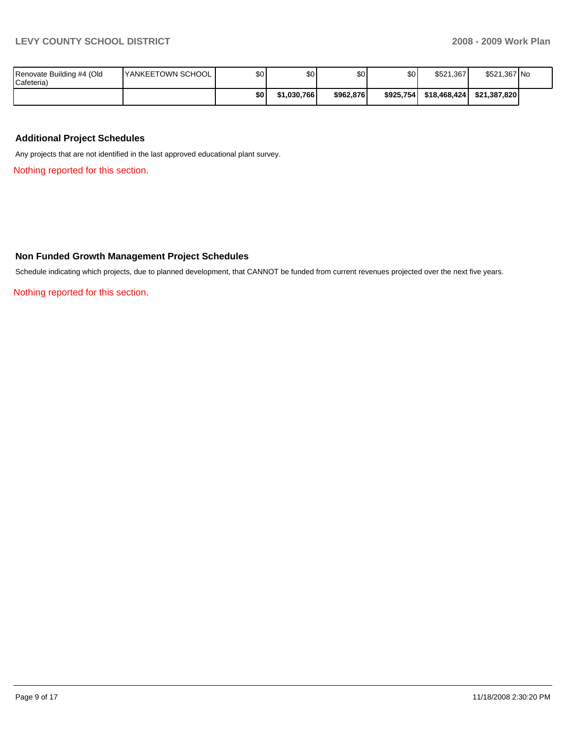| | | | | | | | | |
|---|---|---|---|---|---|---|---|---|
| Renovate Building #4 (Old Cafeteria) | YANKEETOWN SCHOOL | $0 | $0 | $0 | $0 | $521,367 | $521,367 | No |
| | | **$0** | **$1,030,766** | **$962,876** | **$925,754** | **$18,468,424** | **$21,387,820** | |

### Additional Project Schedules

Any projects that are not identified in the last approved educational plant survey.

Nothing reported for this section.

### Non Funded Growth Management Project Schedules

Schedule indicating which projects, due to planned development, that CANNOT be funded from current revenues projected over the next five years.

Nothing reported for this section.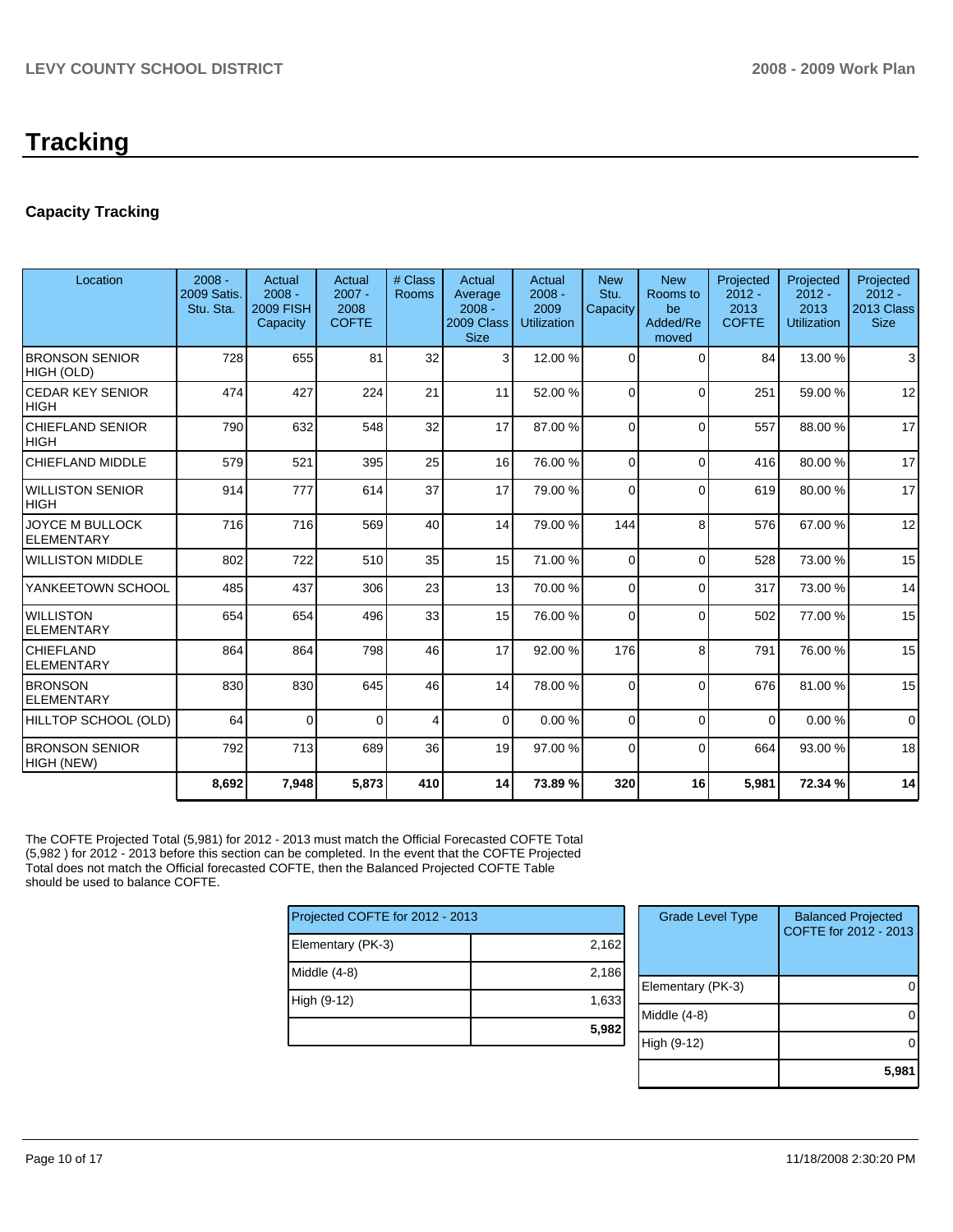# Tracking

## Capacity Tracking

| Location | 2008 - 2009 Satis. Stu. Sta. | Actual 2008 - 2009 FISH Capacity | Actual 2007 - 2008 COFTE | # Class Rooms | Actual Average 2008 - 2009 Class Size | Actual 2008 - 2009 Utilization | New Stu. Capacity | New Rooms to be Added/Removed | Projected 2012 - 2013 COFTE | Projected 2012 - 2013 Utilization | Projected 2012 - 2013 Class Size |
|---|---|---|---|---|---|---|---|---|---|---|---|
| BRONSON SENIOR HIGH (OLD) | 728 | 655 | 81 | 32 | 3 | 12.00 % | 0 | 0 | 84 | 13.00 % | 3 |
| CEDAR KEY SENIOR HIGH | 474 | 427 | 224 | 21 | 11 | 52.00 % | 0 | 0 | 251 | 59.00 % | 12 |
| CHIEFLAND SENIOR HIGH | 790 | 632 | 548 | 32 | 17 | 87.00 % | 0 | 0 | 557 | 88.00 % | 17 |
| CHIEFLAND MIDDLE | 579 | 521 | 395 | 25 | 16 | 76.00 % | 0 | 0 | 416 | 80.00 % | 17 |
| WILLISTON SENIOR HIGH | 914 | 777 | 614 | 37 | 17 | 79.00 % | 0 | 0 | 619 | 80.00 % | 17 |
| JOYCE M BULLOCK ELEMENTARY | 716 | 716 | 569 | 40 | 14 | 79.00 % | 144 | 8 | 576 | 67.00 % | 12 |
| WILLISTON MIDDLE | 802 | 722 | 510 | 35 | 15 | 71.00 % | 0 | 0 | 528 | 73.00 % | 15 |
| YANKEETOWN SCHOOL | 485 | 437 | 306 | 23 | 13 | 70.00 % | 0 | 0 | 317 | 73.00 % | 14 |
| WILLISTON ELEMENTARY | 654 | 654 | 496 | 33 | 15 | 76.00 % | 0 | 0 | 502 | 77.00 % | 15 |
| CHIEFLAND ELEMENTARY | 864 | 864 | 798 | 46 | 17 | 92.00 % | 176 | 8 | 791 | 76.00 % | 15 |
| BRONSON ELEMENTARY | 830 | 830 | 645 | 46 | 14 | 78.00 % | 0 | 0 | 676 | 81.00 % | 15 |
| HILLTOP SCHOOL (OLD) | 64 | 0 | 0 | 4 | 0 | 0.00 % | 0 | 0 | 0 | 0.00 % | 0 |
| BRONSON SENIOR HIGH (NEW) | 792 | 713 | 689 | 36 | 19 | 97.00 % | 0 | 0 | 664 | 93.00 % | 18 |
| | **8,692** | **7,948** | **5,873** | **410** | **14** | **73.89 %** | **320** | **16** | **5,981** | **72.34 %** | **14** |

The COFTE Projected Total (5,981) for 2012 - 2013 must match the Official Forecasted COFTE Total (5,982 ) for 2012 - 2013 before this section can be completed. In the event that the COFTE Projected Total does not match the Official forecasted COFTE, then the Balanced Projected COFTE Table should be used to balance COFTE.

| Projected COFTE for 2012 - 2013 | |
|---|---|
| Elementary (PK-3) | 2,162 |
| Middle (4-8) | 2,186 |
| High (9-12) | 1,633 |
| | **5,982** |

| Grade Level Type | Balanced Projected COFTE for 2012 - 2013 |
|---|---|
| Elementary (PK-3) | 0 |
| Middle (4-8) | 0 |
| High (9-12) | 0 |
| | **5,981** |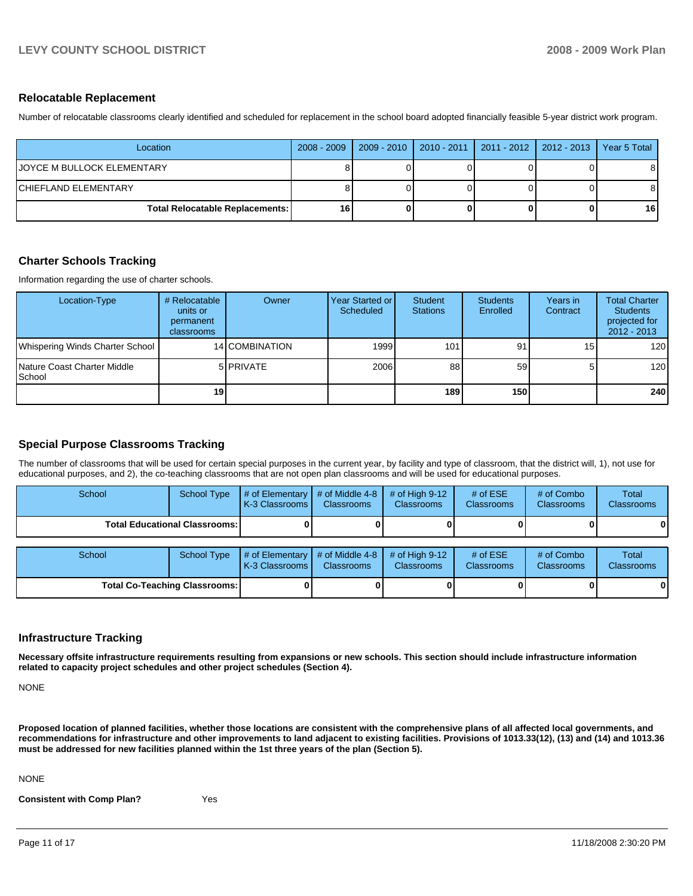## Relocatable Replacement

Number of relocatable classrooms clearly identified and scheduled for replacement in the school board adopted financially feasible 5-year district work program.

| Location | 2008 - 2009 | 2009 - 2010 | 2010 - 2011 | 2011 - 2012 | 2012 - 2013 | Year 5 Total |
|---|---|---|---|---|---|---|
| JOYCE M BULLOCK ELEMENTARY | 8 | 0 | 0 | 0 | 0 | 8 |
| CHIEFLAND ELEMENTARY | 8 | 0 | 0 | 0 | 0 | 8 |
| **Total Relocatable Replacements:** | **16** | **0** | **0** | **0** | **0** | **16** |

## Charter Schools Tracking

Information regarding the use of charter schools.

| Location-Type | # Relocatable units or permanent classrooms | Owner | Year Started or Scheduled | Student Stations | Students Enrolled | Years in Contract | Total Charter Students projected for 2012 - 2013 |
|---|---|---|---|---|---|---|---|
| Whispering Winds Charter School | 14 | COMBINATION | 1999 | 101 | 91 | 15 | 120 |
| Nature Coast Charter Middle School | 5 | PRIVATE | 2006 | 88 | 59 | 5 | 120 |
| | **19** | | | **189** | **150** | | **240** |

## Special Purpose Classrooms Tracking

The number of classrooms that will be used for certain special purposes in the current year, by facility and type of classroom, that the district will, 1), not use for educational purposes, and 2), the co-teaching classrooms that are not open plan classrooms and will be used for educational purposes.

| School | School Type | # of Elementary K-3 Classrooms | # of Middle 4-8 Classrooms | # of High 9-12 Classrooms | # of ESE Classrooms | # of Combo Classrooms | Total Classrooms |
|---|---|---|---|---|---|---|---|
| **Total Educational Classrooms:** | | **0** | **0** | **0** | **0** | **0** | **0** |

| School | School Type | # of Elementary K-3 Classrooms | # of Middle 4-8 Classrooms | # of High 9-12 Classrooms | # of ESE Classrooms | # of Combo Classrooms | Total Classrooms |
|---|---|---|---|---|---|---|---|
| **Total Co-Teaching Classrooms:** | | **0** | **0** | **0** | **0** | **0** | **0** |

## Infrastructure Tracking

**Necessary offsite infrastructure requirements resulting from expansions or new schools. This section should include infrastructure information related to capacity project schedules and other project schedules (Section 4).**

NONE

**Proposed location of planned facilities, whether those locations are consistent with the comprehensive plans of all affected local governments, and recommendations for infrastructure and other improvements to land adjacent to existing facilities. Provisions of 1013.33(12), (13) and (14) and 1013.36 must be addressed for new facilities planned within the 1st three years of the plan (Section 5).**

NONE

**Consistent with Comp Plan?** Yes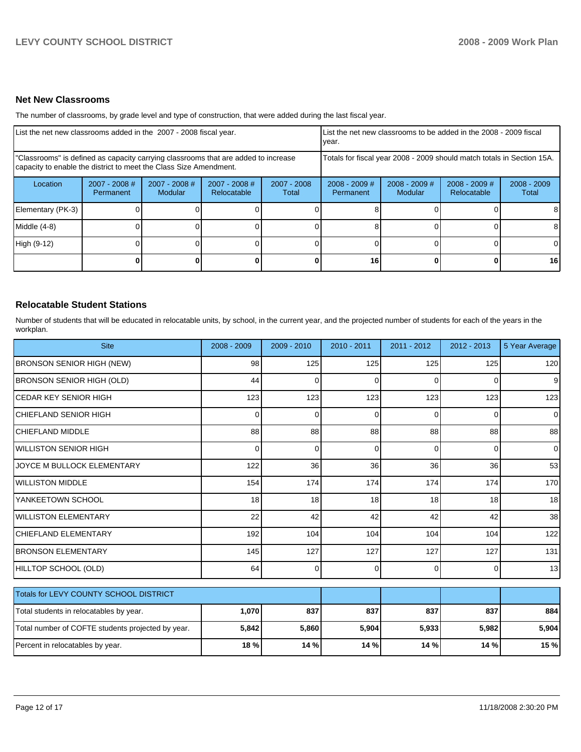### Net New Classrooms

The number of classrooms, by grade level and type of construction, that were added during the last fiscal year.

| List the net new classrooms added in the 2007 - 2008 fiscal year. | | | | | List the net new classrooms to be added in the 2008 - 2009 fiscal year. | | | |
|---|---|---|---|---|---|---|---|---|
| "Classrooms" is defined as capacity carrying classrooms that are added to increase capacity to enable the district to meet the Class Size Amendment. | | | | | Totals for fiscal year 2008 - 2009 should match totals in Section 15A. | | | |
| Location | 2007 - 2008 # Permanent | 2007 - 2008 # Modular | 2007 - 2008 # Relocatable | 2007 - 2008 Total | 2008 - 2009 # Permanent | 2008 - 2009 # Modular | 2008 - 2009 # Relocatable | 2008 - 2009 Total |
| Elementary (PK-3) | 0 | 0 | 0 | 0 | 8 | 0 | 0 | 8 |
| Middle (4-8) | 0 | 0 | 0 | 0 | 8 | 0 | 0 | 8 |
| High (9-12) | 0 | 0 | 0 | 0 | 0 | 0 | 0 | 0 |
| | **0** | **0** | **0** | **0** | **16** | **0** | **0** | **16** |

### Relocatable Student Stations

Number of students that will be educated in relocatable units, by school, in the current year, and the projected number of students for each of the years in the workplan.

| Site | 2008 - 2009 | 2009 - 2010 | 2010 - 2011 | 2011 - 2012 | 2012 - 2013 | 5 Year Average |
|---|---|---|---|---|---|---|
| BRONSON SENIOR HIGH (NEW) | 98 | 125 | 125 | 125 | 125 | 120 |
| BRONSON SENIOR HIGH (OLD) | 44 | 0 | 0 | 0 | 0 | 9 |
| CEDAR KEY SENIOR HIGH | 123 | 123 | 123 | 123 | 123 | 123 |
| CHIEFLAND SENIOR HIGH | 0 | 0 | 0 | 0 | 0 | 0 |
| CHIEFLAND MIDDLE | 88 | 88 | 88 | 88 | 88 | 88 |
| WILLISTON SENIOR HIGH | 0 | 0 | 0 | 0 | 0 | 0 |
| JOYCE M BULLOCK ELEMENTARY | 122 | 36 | 36 | 36 | 36 | 53 |
| WILLISTON MIDDLE | 154 | 174 | 174 | 174 | 174 | 170 |
| YANKEETOWN SCHOOL | 18 | 18 | 18 | 18 | 18 | 18 |
| WILLISTON ELEMENTARY | 22 | 42 | 42 | 42 | 42 | 38 |
| CHIEFLAND ELEMENTARY | 192 | 104 | 104 | 104 | 104 | 122 |
| BRONSON ELEMENTARY | 145 | 127 | 127 | 127 | 127 | 131 |
| HILLTOP SCHOOL (OLD) | 64 | 0 | 0 | 0 | 0 | 13 |

| Totals for LEVY COUNTY SCHOOL DISTRICT | | | | | | |
|---|---|---|---|---|---|---|
| Total students in relocatables by year. | **1,070** | **837** | **837** | **837** | **837** | **884** |
| Total number of COFTE students projected by year. | **5,842** | **5,860** | **5,904** | **5,933** | **5,982** | **5,904** |
| Percent in relocatables by year. | **18 %** | **14 %** | **14 %** | **14 %** | **14 %** | **15 %** |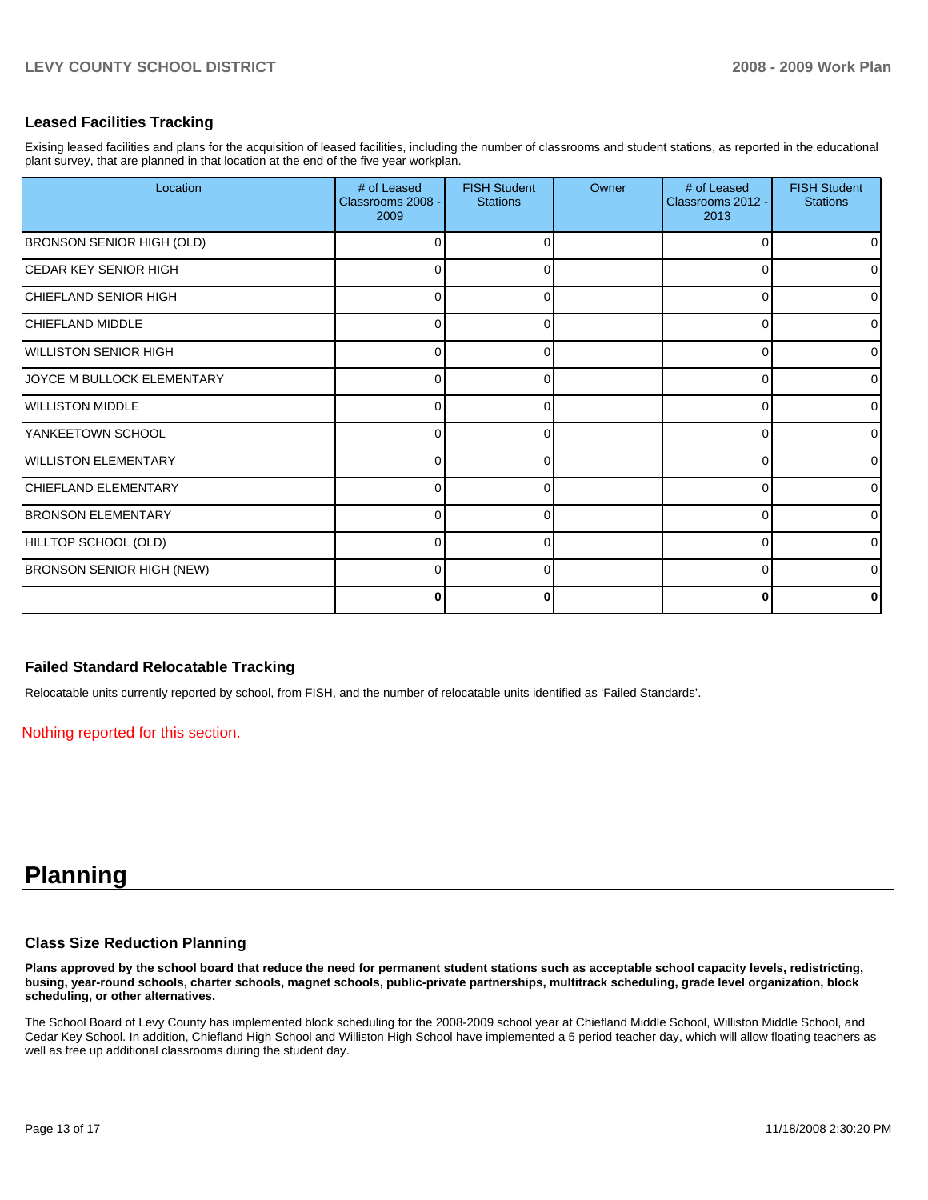### Leased Facilities Tracking

Exising leased facilities and plans for the acquisition of leased facilities, including the number of classrooms and student stations, as reported in the educational plant survey, that are planned in that location at the end of the five year workplan.

| Location | # of Leased Classrooms 2008 - 2009 | FISH Student Stations | Owner | # of Leased Classrooms 2012 - 2013 | FISH Student Stations |
|---|---|---|---|---|---|
| BRONSON SENIOR HIGH (OLD) | 0 | 0 | | 0 | 0 |
| CEDAR KEY SENIOR HIGH | 0 | 0 | | 0 | 0 |
| CHIEFLAND SENIOR HIGH | 0 | 0 | | 0 | 0 |
| CHIEFLAND MIDDLE | 0 | 0 | | 0 | 0 |
| WILLISTON SENIOR HIGH | 0 | 0 | | 0 | 0 |
| JOYCE M BULLOCK ELEMENTARY | 0 | 0 | | 0 | 0 |
| WILLISTON MIDDLE | 0 | 0 | | 0 | 0 |
| YANKEETOWN SCHOOL | 0 | 0 | | 0 | 0 |
| WILLISTON ELEMENTARY | 0 | 0 | | 0 | 0 |
| CHIEFLAND ELEMENTARY | 0 | 0 | | 0 | 0 |
| BRONSON ELEMENTARY | 0 | 0 | | 0 | 0 |
| HILLTOP SCHOOL (OLD) | 0 | 0 | | 0 | 0 |
| BRONSON SENIOR HIGH (NEW) | 0 | 0 | | 0 | 0 |
| | **0** | **0** | | **0** | **0** |

### Failed Standard Relocatable Tracking

Relocatable units currently reported by school, from FISH, and the number of relocatable units identified as 'Failed Standards'.

Nothing reported for this section.

# Planning

### Class Size Reduction Planning

**Plans approved by the school board that reduce the need for permanent student stations such as acceptable school capacity levels, redistricting, busing, year-round schools, charter schools, magnet schools, public-private partnerships, multitrack scheduling, grade level organization, block scheduling, or other alternatives.**

The School Board of Levy County has implemented block scheduling for the 2008-2009 school year at Chiefland Middle School, Williston Middle School, and Cedar Key School. In addition, Chiefland High School and Williston High School have implemented a 5 period teacher day, which will allow floating teachers as well as free up additional classrooms during the student day.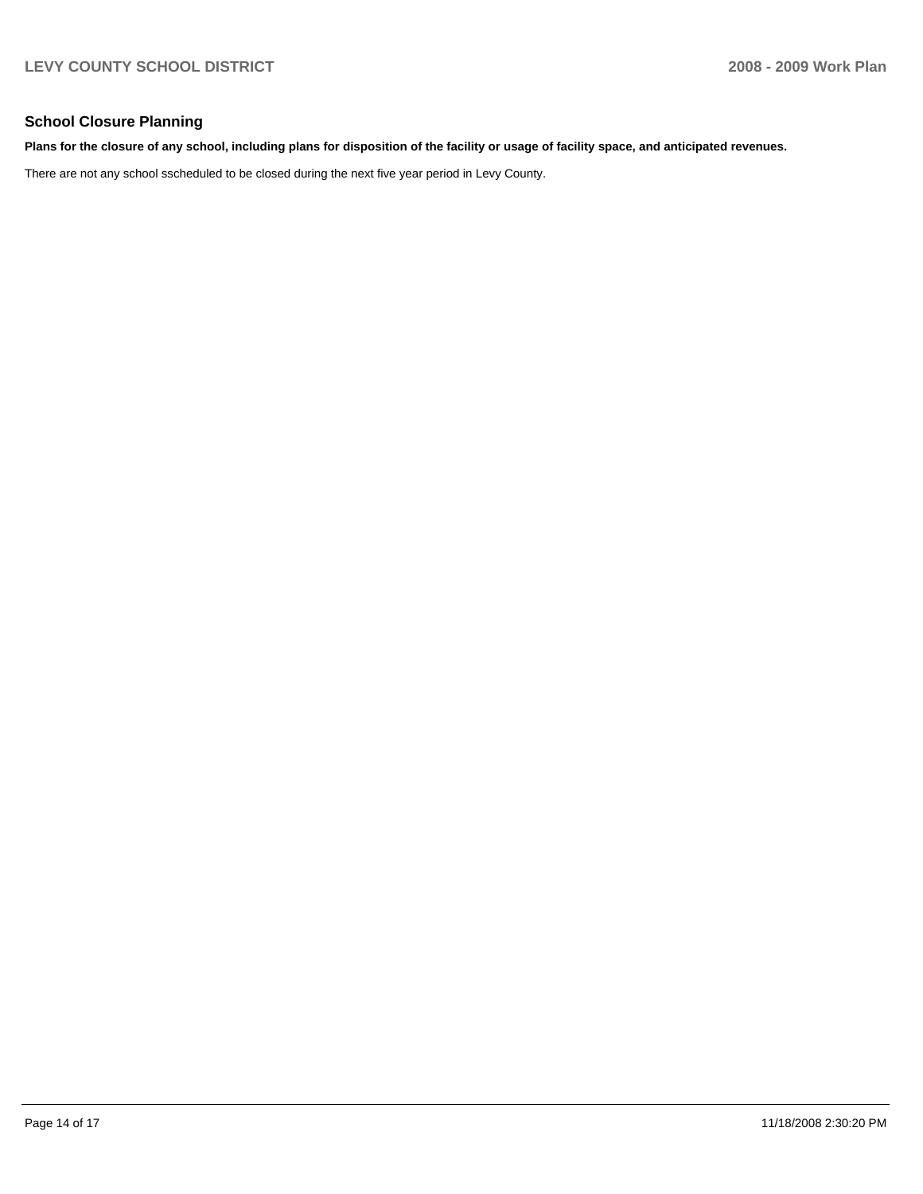## School Closure Planning

**Plans for the closure of any school, including plans for disposition of the facility or usage of facility space, and anticipated revenues.**

There are not any school sscheduled to be closed during the next five year period in Levy County.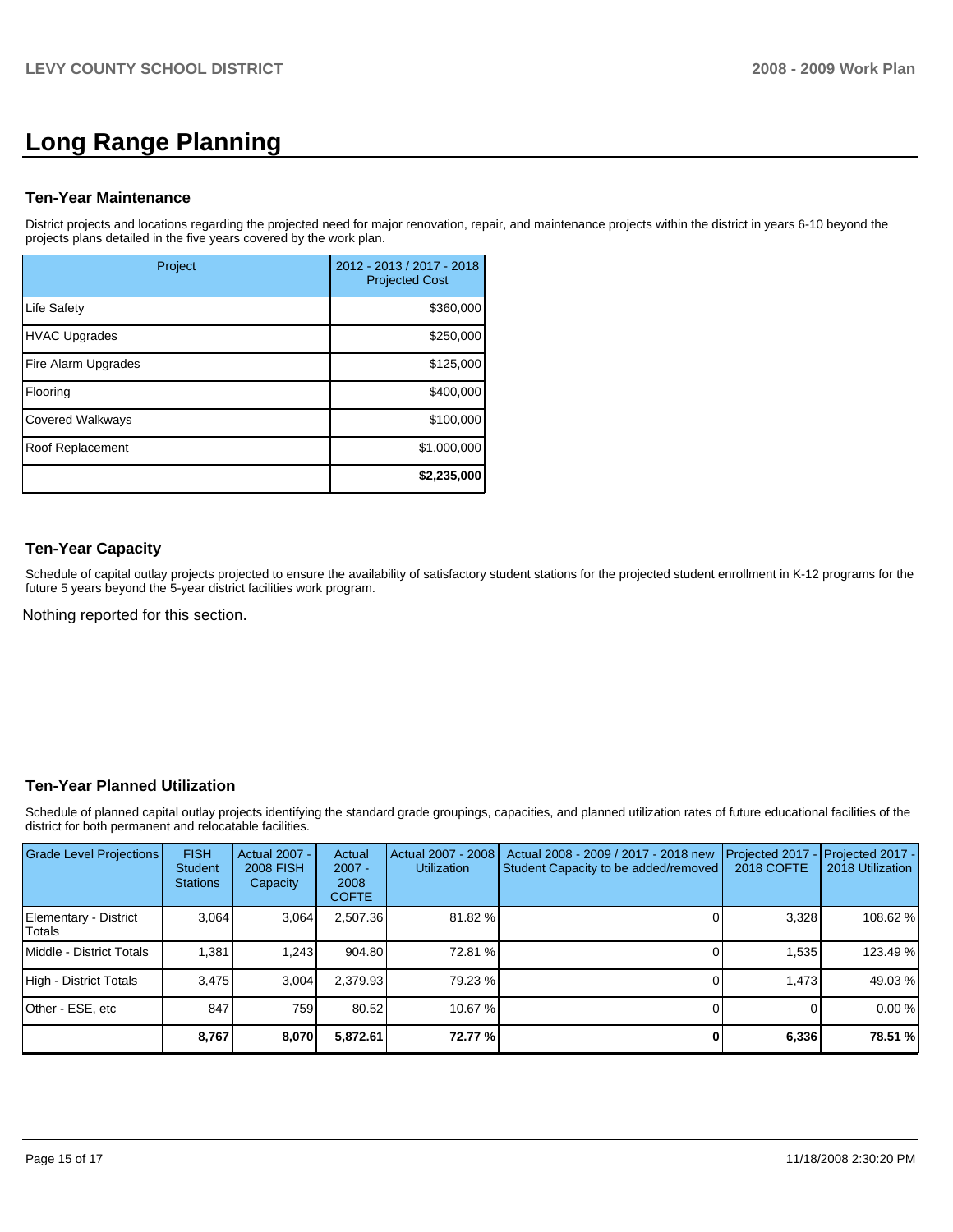# Long Range Planning

### Ten-Year Maintenance

District projects and locations regarding the projected need for major renovation, repair, and maintenance projects within the district in years 6-10 beyond the projects plans detailed in the five years covered by the work plan.

| Project | 2012 - 2013 / 2017 - 2018 Projected Cost |
|---|---|
| Life Safety | $360,000 |
| HVAC Upgrades | $250,000 |
| Fire Alarm Upgrades | $125,000 |
| Flooring | $400,000 |
| Covered Walkways | $100,000 |
| Roof Replacement | $1,000,000 |
| | **$2,235,000** |

### Ten-Year Capacity

Schedule of capital outlay projects projected to ensure the availability of satisfactory student stations for the projected student enrollment in K-12 programs for the future 5 years beyond the 5-year district facilities work program.

Nothing reported for this section.

### Ten-Year Planned Utilization

Schedule of planned capital outlay projects identifying the standard grade groupings, capacities, and planned utilization rates of future educational facilities of the district for both permanent and relocatable facilities.

| Grade Level Projections | FISH Student Stations | Actual 2007 - 2008 FISH Capacity | Actual 2007 - 2008 COFTE | Actual 2007 - 2008 Utilization | Actual 2008 - 2009 / 2017 - 2018 new Student Capacity to be added/removed | Projected 2017 - 2018 COFTE | Projected 2017 - 2018 Utilization |
|---|---|---|---|---|---|---|---|
| Elementary - District Totals | 3,064 | 3,064 | 2,507.36 | 81.82 % | 0 | 3,328 | 108.62 % |
| Middle - District Totals | 1,381 | 1,243 | 904.80 | 72.81 % | 0 | 1,535 | 123.49 % |
| High - District Totals | 3,475 | 3,004 | 2,379.93 | 79.23 % | 0 | 1,473 | 49.03 % |
| Other - ESE, etc | 847 | 759 | 80.52 | 10.67 % | 0 | 0 | 0.00 % |
| | **8,767** | **8,070** | **5,872.61** | **72.77 %** | **0** | **6,336** | **78.51 %** |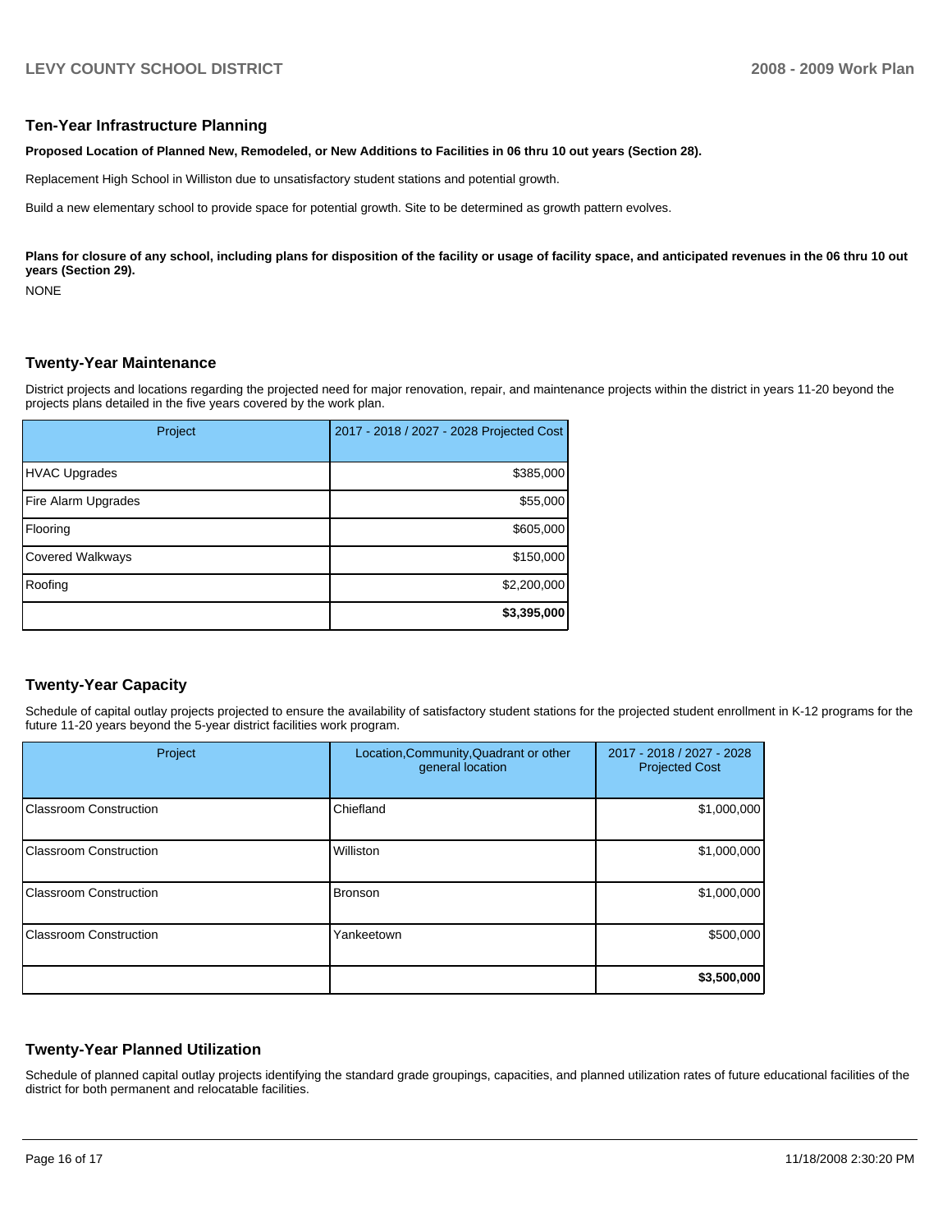## Ten-Year Infrastructure Planning

**Proposed Location of Planned New, Remodeled, or New Additions to Facilities in 06 thru 10 out years (Section 28).**

Replacement High School in Williston due to unsatisfactory student stations and potential growth.

Build a new elementary school to provide space for potential growth. Site to be determined as growth pattern evolves.

**Plans for closure of any school, including plans for disposition of the facility or usage of facility space, and anticipated revenues in the 06 thru 10 out years (Section 29).**

NONE

## Twenty-Year Maintenance

District projects and locations regarding the projected need for major renovation, repair, and maintenance projects within the district in years 11-20 beyond the projects plans detailed in the five years covered by the work plan.

| Project | 2017 - 2018 / 2027 - 2028 Projected Cost |
|---|---|
| HVAC Upgrades | $385,000 |
| Fire Alarm Upgrades | $55,000 |
| Flooring | $605,000 |
| Covered Walkways | $150,000 |
| Roofing | $2,200,000 |
| | **$3,395,000** |

## Twenty-Year Capacity

Schedule of capital outlay projects projected to ensure the availability of satisfactory student stations for the projected student enrollment in K-12 programs for the future 11-20 years beyond the 5-year district facilities work program.

| Project | Location,Community,Quadrant or other general location | 2017 - 2018 / 2027 - 2028 Projected Cost |
|---|---|---|
| Classroom Construction | Chiefland | $1,000,000 |
| Classroom Construction | Williston | $1,000,000 |
| Classroom Construction | Bronson | $1,000,000 |
| Classroom Construction | Yankeetown | $500,000 |
| | | **$3,500,000** |

## Twenty-Year Planned Utilization

Schedule of planned capital outlay projects identifying the standard grade groupings, capacities, and planned utilization rates of future educational facilities of the district for both permanent and relocatable facilities.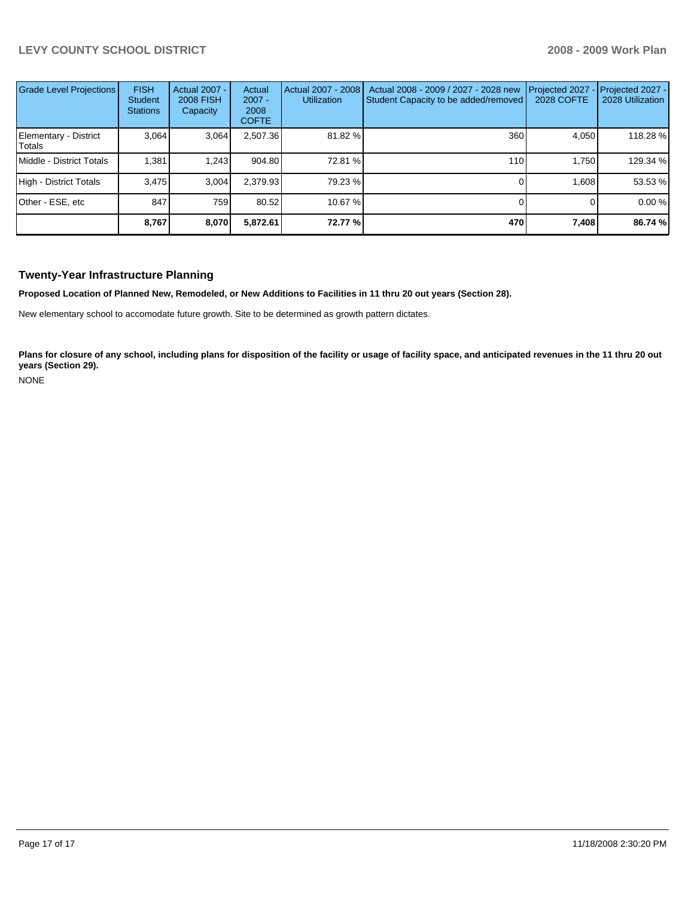| Grade Level Projections | FISH Student Stations | Actual 2007 - 2008 FISH Capacity | Actual 2007 - 2008 COFTE | Actual 2007 - 2008 Utilization | Actual 2008 - 2009 / 2027 - 2028 new Student Capacity to be added/removed | Projected 2027 - 2028 COFTE | Projected 2027 - 2028 Utilization |
|---|---|---|---|---|---|---|---|
| Elementary - District Totals | 3,064 | 3,064 | 2,507.36 | 81.82 % | 360 | 4,050 | 118.28 % |
| Middle - District Totals | 1,381 | 1,243 | 904.80 | 72.81 % | 110 | 1,750 | 129.34 % |
| High - District Totals | 3,475 | 3,004 | 2,379.93 | 79.23 % | 0 | 1,608 | 53.53 % |
| Other - ESE, etc | 847 | 759 | 80.52 | 10.67 % | 0 | 0 | 0.00 % |
| | **8,767** | **8,070** | **5,872.61** | **72.77 %** | **470** | **7,408** | **86.74 %** |

## Twenty-Year Infrastructure Planning

**Proposed Location of Planned New, Remodeled, or New Additions to Facilities in 11 thru 20 out years (Section 28).**

New elementary school to accomodate future growth. Site to be determined as growth pattern dictates.

**Plans for closure of any school, including plans for disposition of the facility or usage of facility space, and anticipated revenues in the 11 thru 20 out years (Section 29).**

NONE